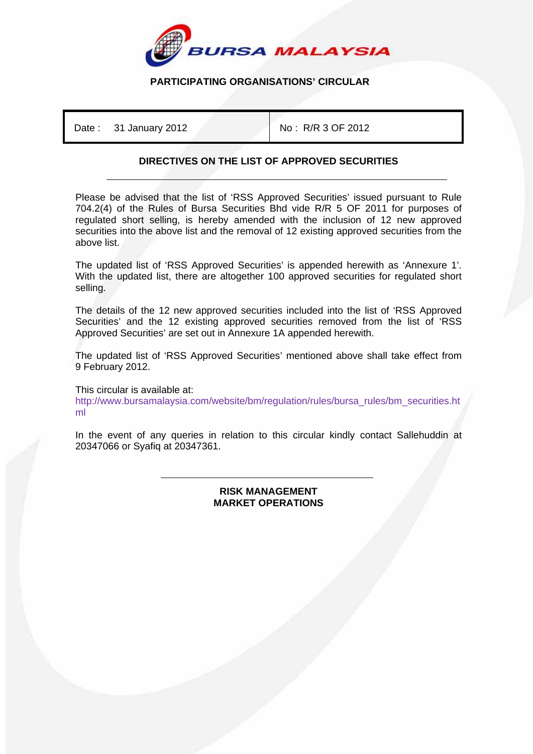**BURSA MALAYSIA**

**PARTICIPATING ORGANISATIONS' CIRCULAR**

| Date : 31 January 2012 | No : R/R 3 OF 2012 |
|---|---|

## DIRECTIVES ON THE LIST OF APPROVED SECURITIES

Please be advised that the list of 'RSS Approved Securities' issued pursuant to Rule 704.2(4) of the Rules of Bursa Securities Bhd vide R/R 5 OF 2011 for purposes of regulated short selling, is hereby amended with the inclusion of 12 new approved securities into the above list and the removal of 12 existing approved securities from the above list.

The updated list of 'RSS Approved Securities' is appended herewith as 'Annexure 1'. With the updated list, there are altogether 100 approved securities for regulated short selling.

The details of the 12 new approved securities included into the list of 'RSS Approved Securities' and the 12 existing approved securities removed from the list of 'RSS Approved Securities' are set out in Annexure 1A appended herewith.

The updated list of 'RSS Approved Securities' mentioned above shall take effect from 9 February 2012.

This circular is available at:
http://www.bursamalaysia.com/website/bm/regulation/rules/bursa_rules/bm_securities.html

In the event of any queries in relation to this circular kindly contact Sallehuddin at 20347066 or Syafiq at 20347361.

**RISK MANAGEMENT**
**MARKET OPERATIONS**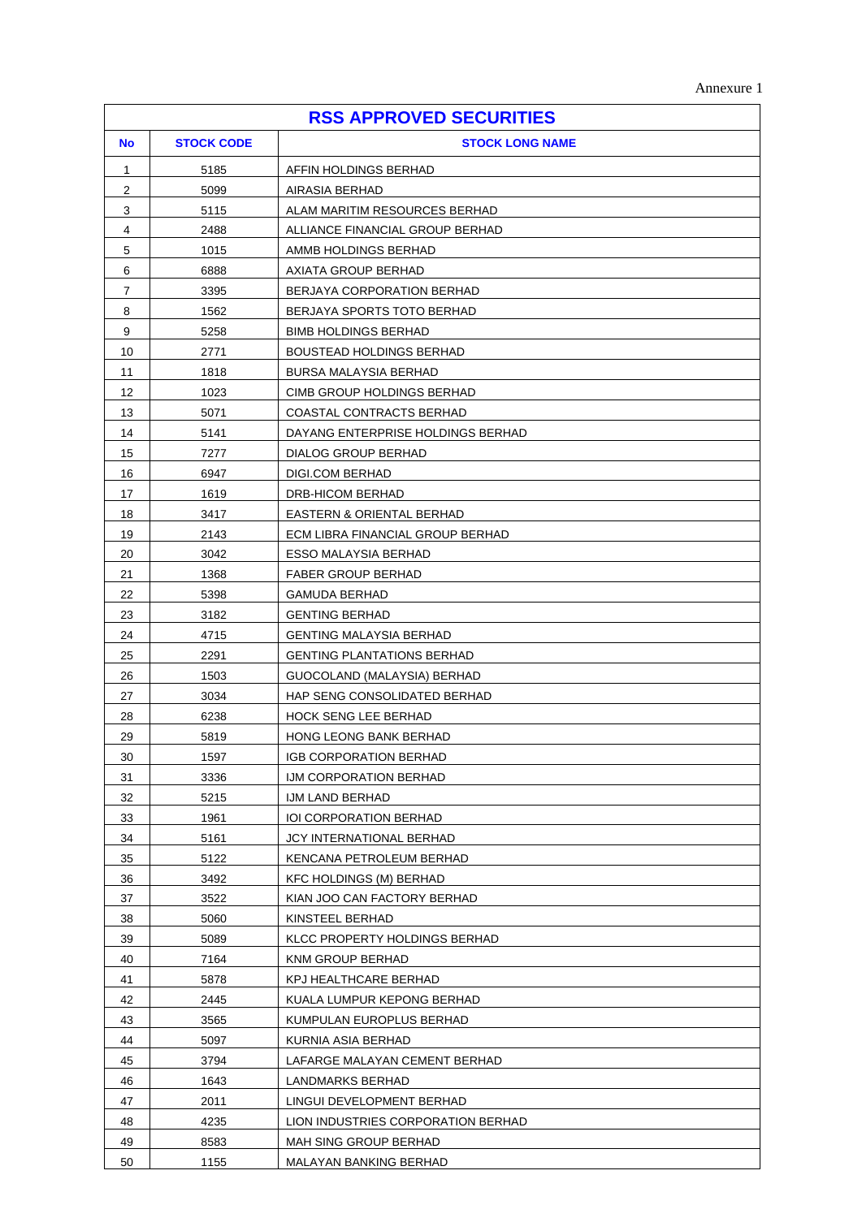Annexure 1

| RSS APPROVED SECURITIES | | |
|---|---|---|
| **No** | **STOCK CODE** | **STOCK LONG NAME** |
| 1 | 5185 | AFFIN HOLDINGS BERHAD |
| 2 | 5099 | AIRASIA BERHAD |
| 3 | 5115 | ALAM MARITIM RESOURCES BERHAD |
| 4 | 2488 | ALLIANCE FINANCIAL GROUP BERHAD |
| 5 | 1015 | AMMB HOLDINGS BERHAD |
| 6 | 6888 | AXIATA GROUP BERHAD |
| 7 | 3395 | BERJAYA CORPORATION BERHAD |
| 8 | 1562 | BERJAYA SPORTS TOTO BERHAD |
| 9 | 5258 | BIMB HOLDINGS BERHAD |
| 10 | 2771 | BOUSTEAD HOLDINGS BERHAD |
| 11 | 1818 | BURSA MALAYSIA BERHAD |
| 12 | 1023 | CIMB GROUP HOLDINGS BERHAD |
| 13 | 5071 | COASTAL CONTRACTS BERHAD |
| 14 | 5141 | DAYANG ENTERPRISE HOLDINGS BERHAD |
| 15 | 7277 | DIALOG GROUP BERHAD |
| 16 | 6947 | DIGI.COM BERHAD |
| 17 | 1619 | DRB-HICOM BERHAD |
| 18 | 3417 | EASTERN & ORIENTAL BERHAD |
| 19 | 2143 | ECM LIBRA FINANCIAL GROUP BERHAD |
| 20 | 3042 | ESSO MALAYSIA BERHAD |
| 21 | 1368 | FABER GROUP BERHAD |
| 22 | 5398 | GAMUDA BERHAD |
| 23 | 3182 | GENTING BERHAD |
| 24 | 4715 | GENTING MALAYSIA BERHAD |
| 25 | 2291 | GENTING PLANTATIONS BERHAD |
| 26 | 1503 | GUOCOLAND (MALAYSIA) BERHAD |
| 27 | 3034 | HAP SENG CONSOLIDATED BERHAD |
| 28 | 6238 | HOCK SENG LEE BERHAD |
| 29 | 5819 | HONG LEONG BANK BERHAD |
| 30 | 1597 | IGB CORPORATION BERHAD |
| 31 | 3336 | IJM CORPORATION BERHAD |
| 32 | 5215 | IJM LAND BERHAD |
| 33 | 1961 | IOI CORPORATION BERHAD |
| 34 | 5161 | JCY INTERNATIONAL BERHAD |
| 35 | 5122 | KENCANA PETROLEUM BERHAD |
| 36 | 3492 | KFC HOLDINGS (M) BERHAD |
| 37 | 3522 | KIAN JOO CAN FACTORY BERHAD |
| 38 | 5060 | KINSTEEL BERHAD |
| 39 | 5089 | KLCC PROPERTY HOLDINGS BERHAD |
| 40 | 7164 | KNM GROUP BERHAD |
| 41 | 5878 | KPJ HEALTHCARE BERHAD |
| 42 | 2445 | KUALA LUMPUR KEPONG BERHAD |
| 43 | 3565 | KUMPULAN EUROPLUS BERHAD |
| 44 | 5097 | KURNIA ASIA BERHAD |
| 45 | 3794 | LAFARGE MALAYAN CEMENT BERHAD |
| 46 | 1643 | LANDMARKS BERHAD |
| 47 | 2011 | LINGUI DEVELOPMENT BERHAD |
| 48 | 4235 | LION INDUSTRIES CORPORATION BERHAD |
| 49 | 8583 | MAH SING GROUP BERHAD |
| 50 | 1155 | MALAYAN BANKING BERHAD |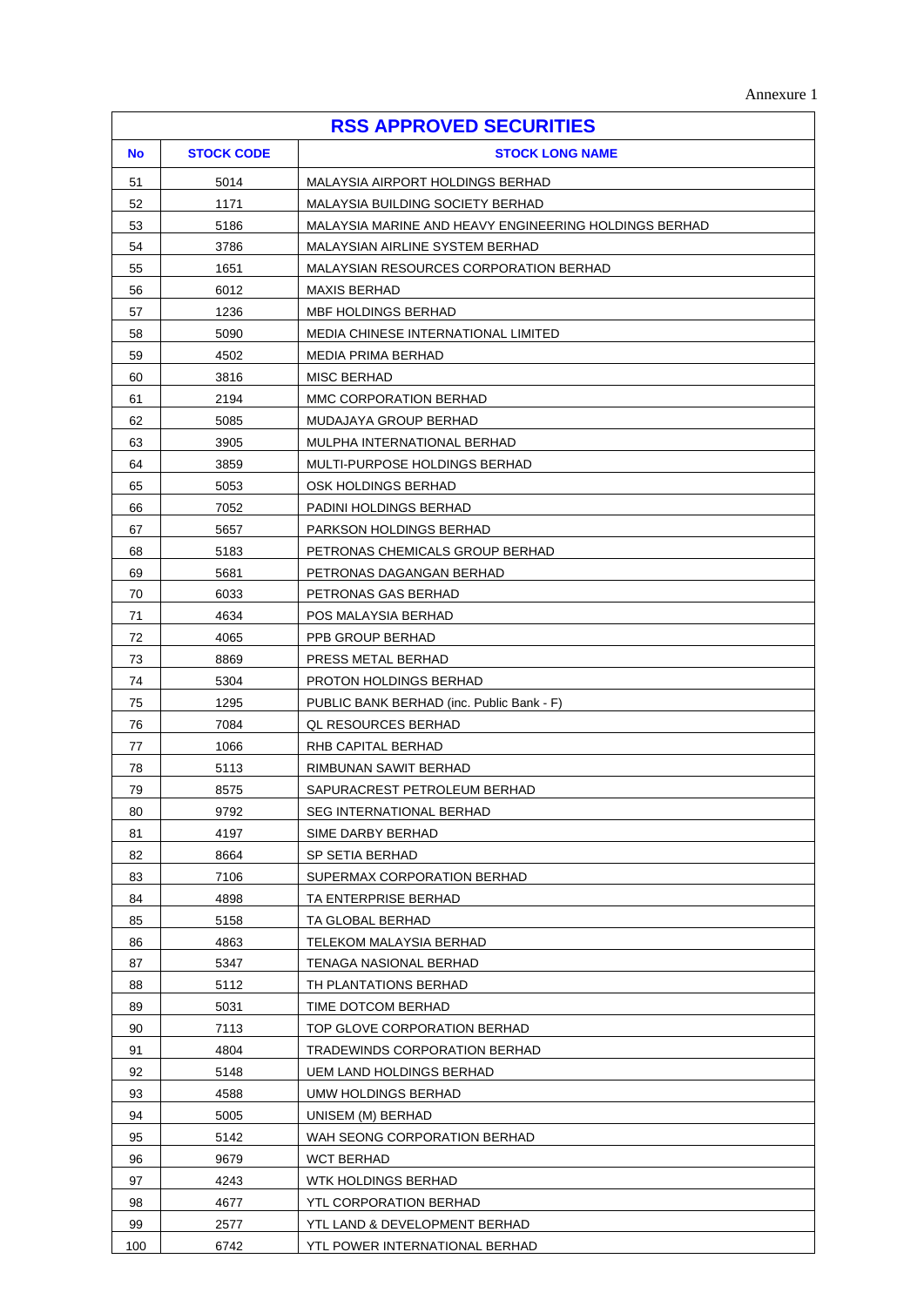Annexure 1

| RSS APPROVED SECURITIES | | |
|---|---|---|
| **No** | **STOCK CODE** | **STOCK LONG NAME** |
| 51 | 5014 | MALAYSIA AIRPORT HOLDINGS BERHAD |
| 52 | 1171 | MALAYSIA BUILDING SOCIETY BERHAD |
| 53 | 5186 | MALAYSIA MARINE AND HEAVY ENGINEERING HOLDINGS BERHAD |
| 54 | 3786 | MALAYSIAN AIRLINE SYSTEM BERHAD |
| 55 | 1651 | MALAYSIAN RESOURCES CORPORATION BERHAD |
| 56 | 6012 | MAXIS BERHAD |
| 57 | 1236 | MBF HOLDINGS BERHAD |
| 58 | 5090 | MEDIA CHINESE INTERNATIONAL LIMITED |
| 59 | 4502 | MEDIA PRIMA BERHAD |
| 60 | 3816 | MISC BERHAD |
| 61 | 2194 | MMC CORPORATION BERHAD |
| 62 | 5085 | MUDAJAYA GROUP BERHAD |
| 63 | 3905 | MULPHA INTERNATIONAL BERHAD |
| 64 | 3859 | MULTI-PURPOSE HOLDINGS BERHAD |
| 65 | 5053 | OSK HOLDINGS BERHAD |
| 66 | 7052 | PADINI HOLDINGS BERHAD |
| 67 | 5657 | PARKSON HOLDINGS BERHAD |
| 68 | 5183 | PETRONAS CHEMICALS GROUP BERHAD |
| 69 | 5681 | PETRONAS DAGANGAN BERHAD |
| 70 | 6033 | PETRONAS GAS BERHAD |
| 71 | 4634 | POS MALAYSIA BERHAD |
| 72 | 4065 | PPB GROUP BERHAD |
| 73 | 8869 | PRESS METAL BERHAD |
| 74 | 5304 | PROTON HOLDINGS BERHAD |
| 75 | 1295 | PUBLIC BANK BERHAD (inc. Public Bank - F) |
| 76 | 7084 | QL RESOURCES BERHAD |
| 77 | 1066 | RHB CAPITAL BERHAD |
| 78 | 5113 | RIMBUNAN SAWIT BERHAD |
| 79 | 8575 | SAPURACREST PETROLEUM BERHAD |
| 80 | 9792 | SEG INTERNATIONAL BERHAD |
| 81 | 4197 | SIME DARBY BERHAD |
| 82 | 8664 | SP SETIA BERHAD |
| 83 | 7106 | SUPERMAX CORPORATION BERHAD |
| 84 | 4898 | TA ENTERPRISE BERHAD |
| 85 | 5158 | TA GLOBAL BERHAD |
| 86 | 4863 | TELEKOM MALAYSIA BERHAD |
| 87 | 5347 | TENAGA NASIONAL BERHAD |
| 88 | 5112 | TH PLANTATIONS BERHAD |
| 89 | 5031 | TIME DOTCOM BERHAD |
| 90 | 7113 | TOP GLOVE CORPORATION BERHAD |
| 91 | 4804 | TRADEWINDS CORPORATION BERHAD |
| 92 | 5148 | UEM LAND HOLDINGS BERHAD |
| 93 | 4588 | UMW HOLDINGS BERHAD |
| 94 | 5005 | UNISEM (M) BERHAD |
| 95 | 5142 | WAH SEONG CORPORATION BERHAD |
| 96 | 9679 | WCT BERHAD |
| 97 | 4243 | WTK HOLDINGS BERHAD |
| 98 | 4677 | YTL CORPORATION BERHAD |
| 99 | 2577 | YTL LAND & DEVELOPMENT BERHAD |
| 100 | 6742 | YTL POWER INTERNATIONAL BERHAD |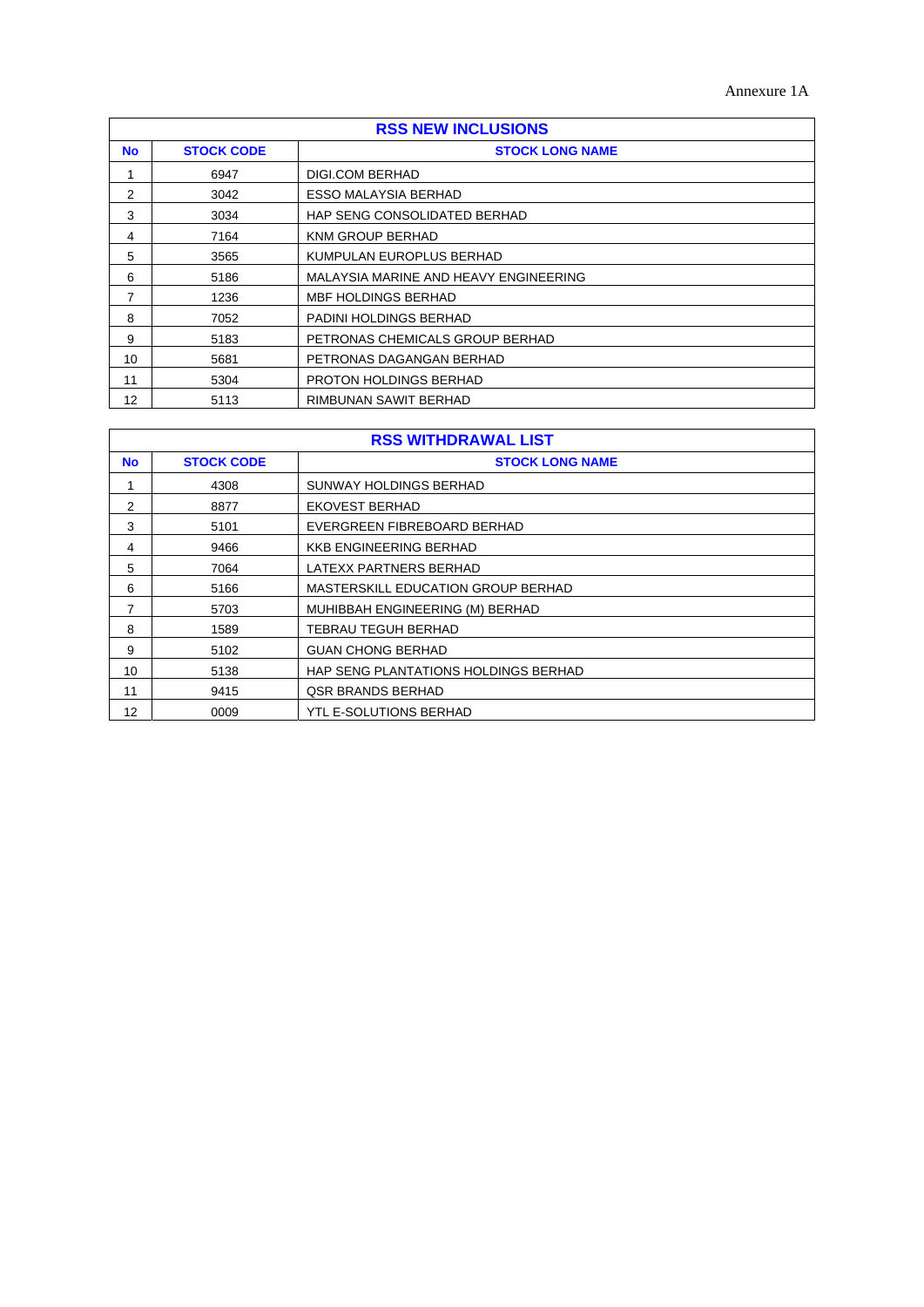Annexure 1A

| RSS NEW INCLUSIONS | | |
|---|---|---|
| **No** | **STOCK CODE** | **STOCK LONG NAME** |
| 1 | 6947 | DIGI.COM BERHAD |
| 2 | 3042 | ESSO MALAYSIA BERHAD |
| 3 | 3034 | HAP SENG CONSOLIDATED BERHAD |
| 4 | 7164 | KNM GROUP BERHAD |
| 5 | 3565 | KUMPULAN EUROPLUS BERHAD |
| 6 | 5186 | MALAYSIA MARINE AND HEAVY ENGINEERING |
| 7 | 1236 | MBF HOLDINGS BERHAD |
| 8 | 7052 | PADINI HOLDINGS BERHAD |
| 9 | 5183 | PETRONAS CHEMICALS GROUP BERHAD |
| 10 | 5681 | PETRONAS DAGANGAN BERHAD |
| 11 | 5304 | PROTON HOLDINGS BERHAD |
| 12 | 5113 | RIMBUNAN SAWIT BERHAD |

| RSS WITHDRAWAL LIST | | |
|---|---|---|
| **No** | **STOCK CODE** | **STOCK LONG NAME** |
| 1 | 4308 | SUNWAY HOLDINGS BERHAD |
| 2 | 8877 | EKOVEST BERHAD |
| 3 | 5101 | EVERGREEN FIBREBOARD BERHAD |
| 4 | 9466 | KKB ENGINEERING BERHAD |
| 5 | 7064 | LATEXX PARTNERS BERHAD |
| 6 | 5166 | MASTERSKILL EDUCATION GROUP BERHAD |
| 7 | 5703 | MUHIBBAH ENGINEERING (M) BERHAD |
| 8 | 1589 | TEBRAU TEGUH BERHAD |
| 9 | 5102 | GUAN CHONG BERHAD |
| 10 | 5138 | HAP SENG PLANTATIONS HOLDINGS BERHAD |
| 11 | 9415 | QSR BRANDS BERHAD |
| 12 | 0009 | YTL E-SOLUTIONS BERHAD |